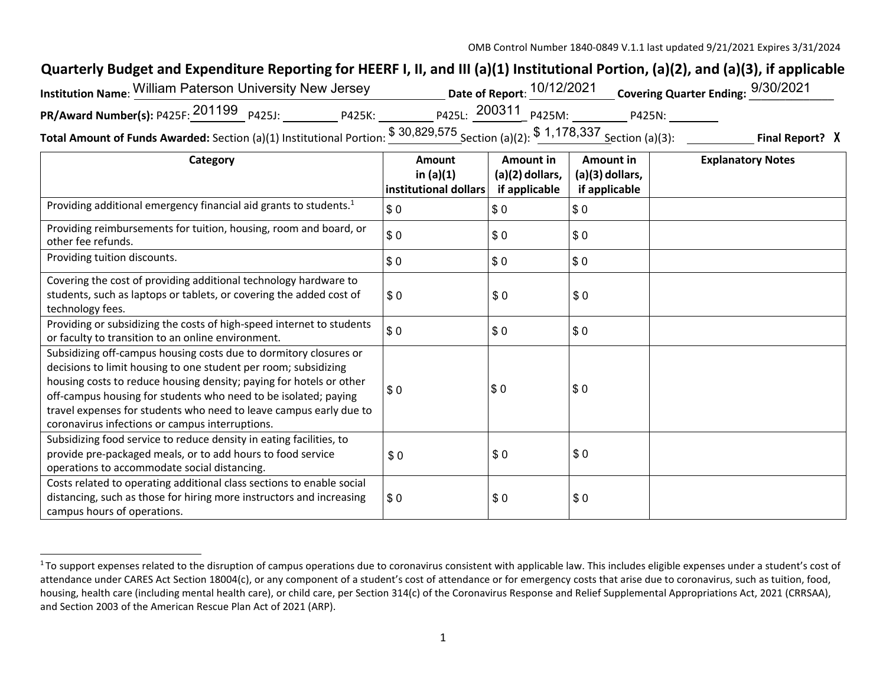OMB Control Number 1840-0849 V.1.1 last updated 9/21/2021 Expires 3/31/2024

# Quarterly Budget and Expenditure Reporting for HEERF I, II, and III (a)(1) Institutional Portion, (a)(2), and (a)(3), if applicable

**Institution Name**: William Paterson University New Jersey **Date of Report**: 10/12/2021 **Covering Quarter Ending:** 9/30/2021

**PR/Award Number(s):** P425F: 201199 P425J: \_\_\_\_\_\_\_\_ P425K: \_\_\_\_\_\_\_\_ P425L: 200311 P425M: \_\_\_\_\_\_\_\_ P425N: \_\_\_\_\_\_\_\_

**Total Amount of Funds Awarded:** Section (a)(1) Institutional Portion: $ 30,829,575 Section (a)(2): $ 1,178,337 Section (a)(3): \_\_\_\_\_\_\_\_ **Final Report? X**

| Category | Amount in (a)(1) institutional dollars | Amount in (a)(2) dollars, if applicable | Amount in (a)(3) dollars, if applicable | Explanatory Notes |
|---|---|---|---|---|
| Providing additional emergency financial aid grants to students.[1] | $ 0 | $ 0 | $ 0 | |
| Providing reimbursements for tuition, housing, room and board, or other fee refunds. | $ 0 | $ 0 | $ 0 | |
| Providing tuition discounts. | $ 0 | $ 0 | $ 0 | |
| Covering the cost of providing additional technology hardware to students, such as laptops or tablets, or covering the added cost of technology fees. | $ 0 | $ 0 | $ 0 | |
| Providing or subsidizing the costs of high-speed internet to students or faculty to transition to an online environment. | $ 0 | $ 0 | $ 0 | |
| Subsidizing off-campus housing costs due to dormitory closures or decisions to limit housing to one student per room; subsidizing housing costs to reduce housing density; paying for hotels or other off-campus housing for students who need to be isolated; paying travel expenses for students who need to leave campus early due to coronavirus infections or campus interruptions. | $ 0 | $ 0 | $ 0 | |
| Subsidizing food service to reduce density in eating facilities, to provide pre-packaged meals, or to add hours to food service operations to accommodate social distancing. | $ 0 | $ 0 | $ 0 | |
| Costs related to operating additional class sections to enable social distancing, such as those for hiring more instructors and increasing campus hours of operations. | $ 0 | $ 0 | $ 0 | |

[1] To support expenses related to the disruption of campus operations due to coronavirus consistent with applicable law. This includes eligible expenses under a student's cost of attendance under CARES Act Section 18004(c), or any component of a student's cost of attendance or for emergency costs that arise due to coronavirus, such as tuition, food, housing, health care (including mental health care), or child care, per Section 314(c) of the Coronavirus Response and Relief Supplemental Appropriations Act, 2021 (CRRSAA), and Section 2003 of the American Rescue Plan Act of 2021 (ARP).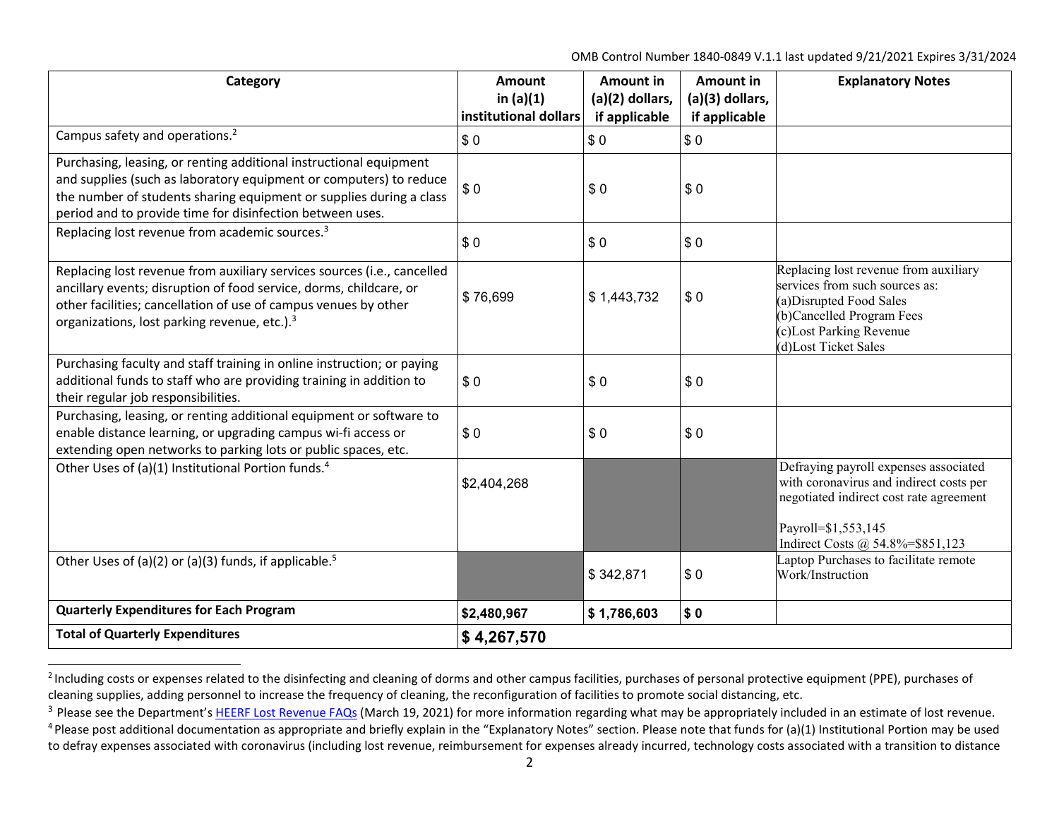OMB Control Number 1840-0849 V.1.1 last updated 9/21/2021 Expires 3/31/2024

| Category | Amount in (a)(1) institutional dollars | Amount in (a)(2) dollars, if applicable | Amount in (a)(3) dollars, if applicable | Explanatory Notes |
|---|---|---|---|---|
| Campus safety and operations.[2] | $ 0 | $ 0 | $ 0 | |
| Purchasing, leasing, or renting additional instructional equipment and supplies (such as laboratory equipment or computers) to reduce the number of students sharing equipment or supplies during a class period and to provide time for disinfection between uses. | $ 0 | $ 0 | $ 0 | |
| Replacing lost revenue from academic sources.[3] | $ 0 | $ 0 | $ 0 | |
| Replacing lost revenue from auxiliary services sources (i.e., cancelled ancillary events; disruption of food service, dorms, childcare, or other facilities; cancellation of use of campus venues by other organizations, lost parking revenue, etc.).[3] | $ 76,699 | $ 1,443,732 | $ 0 | Replacing lost revenue from auxiliary services from such sources as: (a)Disrupted Food Sales (b)Cancelled Program Fees (c)Lost Parking Revenue (d)Lost Ticket Sales |
| Purchasing faculty and staff training in online instruction; or paying additional funds to staff who are providing training in addition to their regular job responsibilities. | $ 0 | $ 0 | $ 0 | |
| Purchasing, leasing, or renting additional equipment or software to enable distance learning, or upgrading campus wi-fi access or extending open networks to parking lots or public spaces, etc. | $ 0 | $ 0 | $ 0 | |
| Other Uses of (a)(1) Institutional Portion funds.[4] | $2,404,268 | | | Defraying payroll expenses associated with coronavirus and indirect costs per negotiated indirect cost rate agreement<br><br>Payroll=$1,553,145<br>Indirect Costs @ 54.8%=$851,123 |
| Other Uses of (a)(2) or (a)(3) funds, if applicable.[5] | | $ 342,871 | $ 0 | Laptop Purchases to facilitate remote Work/Instruction |
| **Quarterly Expenditures for Each Program** | **$2,480,967** | **$ 1,786,603** | **$ 0** | |
| **Total of Quarterly Expenditures** | **$ 4,267,570** | | | |

[2] Including costs or expenses related to the disinfecting and cleaning of dorms and other campus facilities, purchases of personal protective equipment (PPE), purchases of cleaning supplies, adding personnel to increase the frequency of cleaning, the reconfiguration of facilities to promote social distancing, etc.

[3] Please see the Department's HEERF Lost Revenue FAQs (March 19, 2021) for more information regarding what may be appropriately included in an estimate of lost revenue.

[4] Please post additional documentation as appropriate and briefly explain in the "Explanatory Notes" section. Please note that funds for (a)(1) Institutional Portion may be used to defray expenses associated with coronavirus (including lost revenue, reimbursement for expenses already incurred, technology costs associated with a transition to distance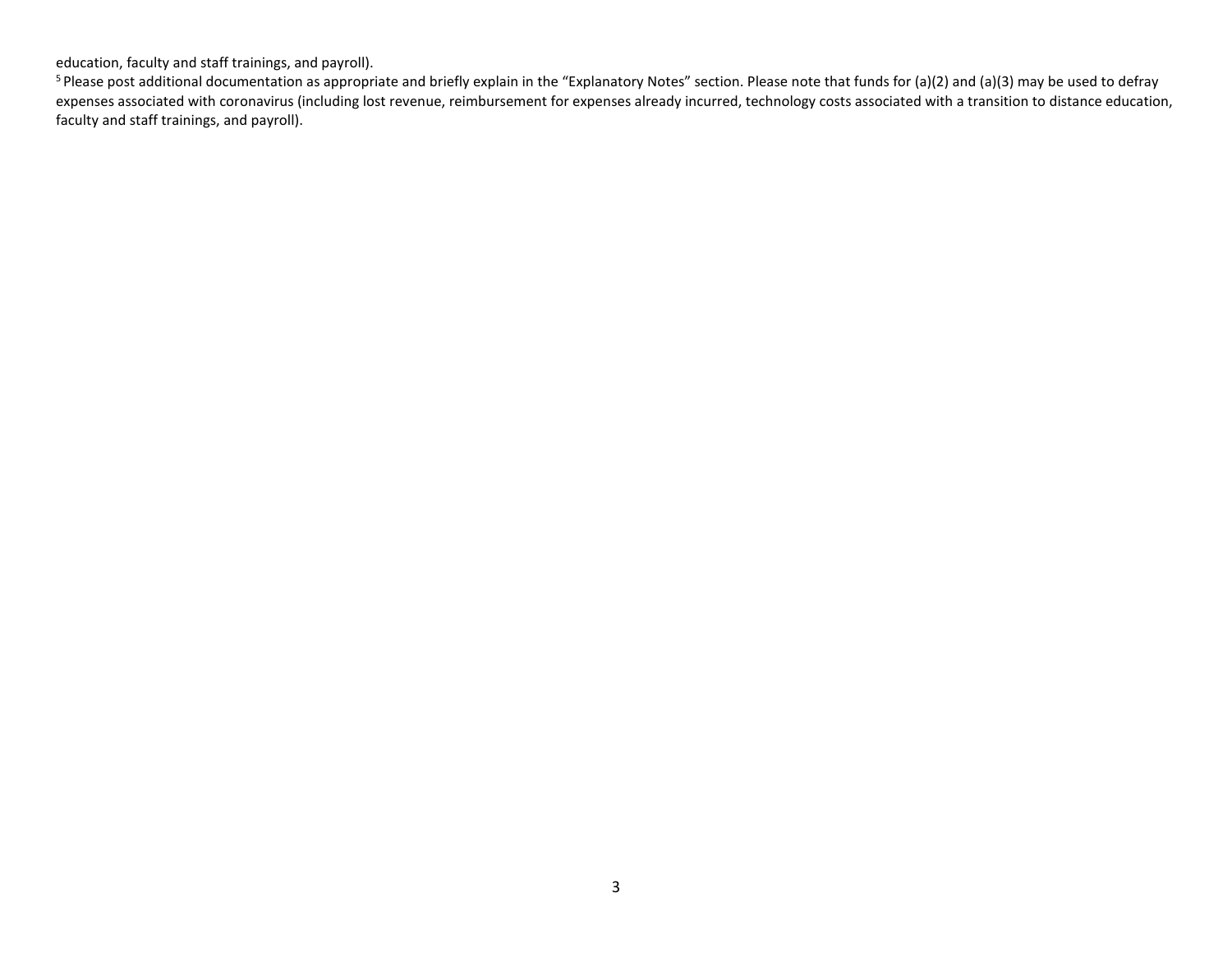education, faculty and staff trainings, and payroll).

[5] Please post additional documentation as appropriate and briefly explain in the "Explanatory Notes" section. Please note that funds for (a)(2) and (a)(3) may be used to defray expenses associated with coronavirus (including lost revenue, reimbursement for expenses already incurred, technology costs associated with a transition to distance education, faculty and staff trainings, and payroll).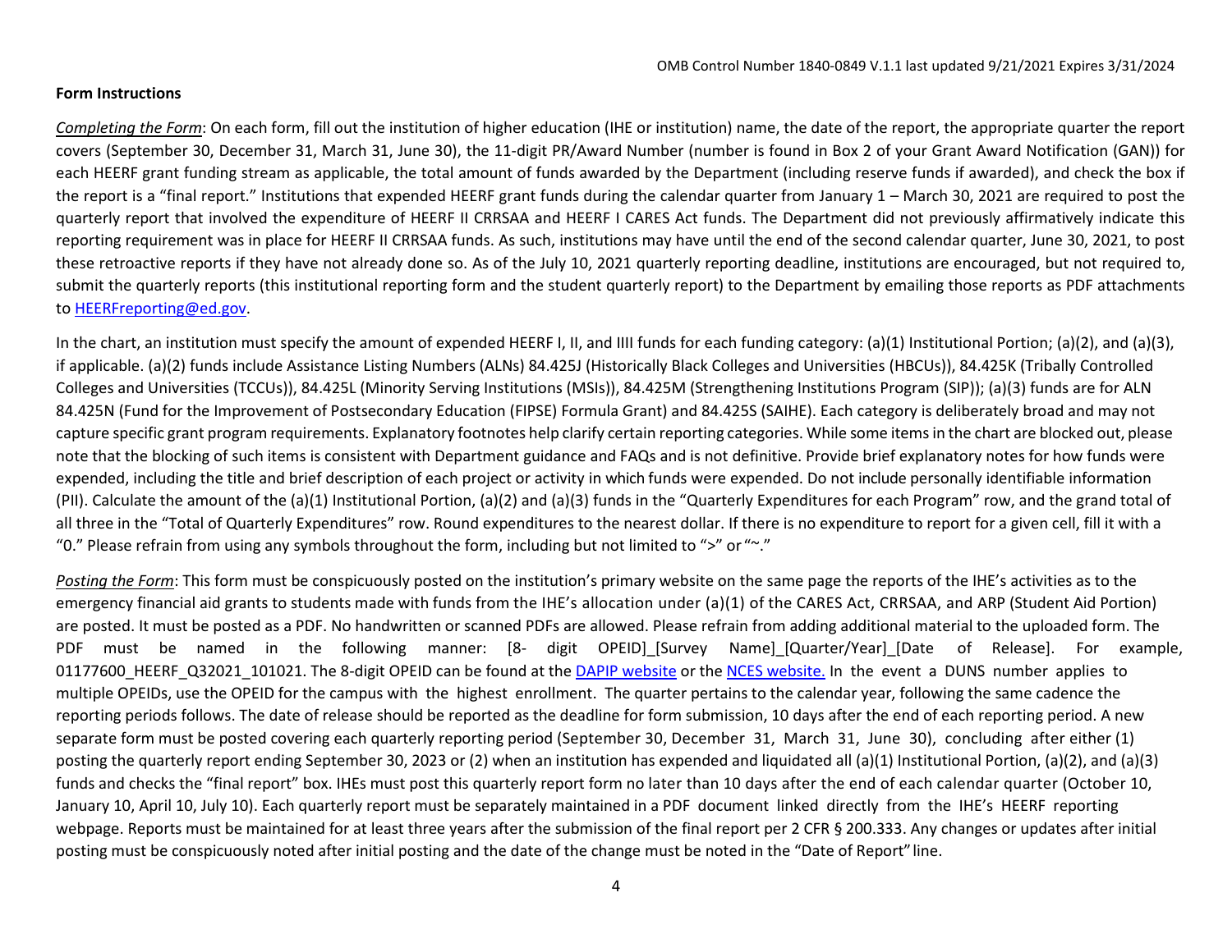OMB Control Number 1840-0849 V.1.1 last updated 9/21/2021 Expires 3/31/2024

**Form Instructions**

*Completing the Form*: On each form, fill out the institution of higher education (IHE or institution) name, the date of the report, the appropriate quarter the report covers (September 30, December 31, March 31, June 30), the 11-digit PR/Award Number (number is found in Box 2 of your Grant Award Notification (GAN)) for each HEERF grant funding stream as applicable, the total amount of funds awarded by the Department (including reserve funds if awarded), and check the box if the report is a "final report." Institutions that expended HEERF grant funds during the calendar quarter from January 1 – March 30, 2021 are required to post the quarterly report that involved the expenditure of HEERF II CRRSAA and HEERF I CARES Act funds. The Department did not previously affirmatively indicate this reporting requirement was in place for HEERF II CRRSAA funds. As such, institutions may have until the end of the second calendar quarter, June 30, 2021, to post these retroactive reports if they have not already done so. As of the July 10, 2021 quarterly reporting deadline, institutions are encouraged, but not required to, submit the quarterly reports (this institutional reporting form and the student quarterly report) to the Department by emailing those reports as PDF attachments to HEERFreporting@ed.gov.

In the chart, an institution must specify the amount of expended HEERF I, II, and IIII funds for each funding category: (a)(1) Institutional Portion; (a)(2), and (a)(3), if applicable. (a)(2) funds include Assistance Listing Numbers (ALNs) 84.425J (Historically Black Colleges and Universities (HBCUs)), 84.425K (Tribally Controlled Colleges and Universities (TCCUs)), 84.425L (Minority Serving Institutions (MSIs)), 84.425M (Strengthening Institutions Program (SIP)); (a)(3) funds are for ALN 84.425N (Fund for the Improvement of Postsecondary Education (FIPSE) Formula Grant) and 84.425S (SAIHE). Each category is deliberately broad and may not capture specific grant program requirements. Explanatory footnotes help clarify certain reporting categories. While some items in the chart are blocked out, please note that the blocking of such items is consistent with Department guidance and FAQs and is not definitive. Provide brief explanatory notes for how funds were expended, including the title and brief description of each project or activity in which funds were expended. Do not include personally identifiable information (PII). Calculate the amount of the (a)(1) Institutional Portion, (a)(2) and (a)(3) funds in the "Quarterly Expenditures for each Program" row, and the grand total of all three in the "Total of Quarterly Expenditures" row. Round expenditures to the nearest dollar. If there is no expenditure to report for a given cell, fill it with a "0." Please refrain from using any symbols throughout the form, including but not limited to ">" or "~."

*Posting the Form*: This form must be conspicuously posted on the institution's primary website on the same page the reports of the IHE's activities as to the emergency financial aid grants to students made with funds from the IHE's allocation under (a)(1) of the CARES Act, CRRSAA, and ARP (Student Aid Portion) are posted. It must be posted as a PDF. No handwritten or scanned PDFs are allowed. Please refrain from adding additional material to the uploaded form. The PDF must be named in the following manner: [8- digit OPEID]_[Survey Name]_[Quarter/Year]_[Date of Release]. For example, 01177600_HEERF_Q32021_101021. The 8-digit OPEID can be found at the DAPIP website or the NCES website. In the event a DUNS number applies to multiple OPEIDs, use the OPEID for the campus with the highest enrollment. The quarter pertains to the calendar year, following the same cadence the reporting periods follows. The date of release should be reported as the deadline for form submission, 10 days after the end of each reporting period. A new separate form must be posted covering each quarterly reporting period (September 30, December 31, March 31, June 30), concluding after either (1) posting the quarterly report ending September 30, 2023 or (2) when an institution has expended and liquidated all (a)(1) Institutional Portion, (a)(2), and (a)(3) funds and checks the "final report" box. IHEs must post this quarterly report form no later than 10 days after the end of each calendar quarter (October 10, January 10, April 10, July 10). Each quarterly report must be separately maintained in a PDF document linked directly from the IHE's HEERF reporting webpage. Reports must be maintained for at least three years after the submission of the final report per 2 CFR § 200.333. Any changes or updates after initial posting must be conspicuously noted after initial posting and the date of the change must be noted in the "Date of Report" line.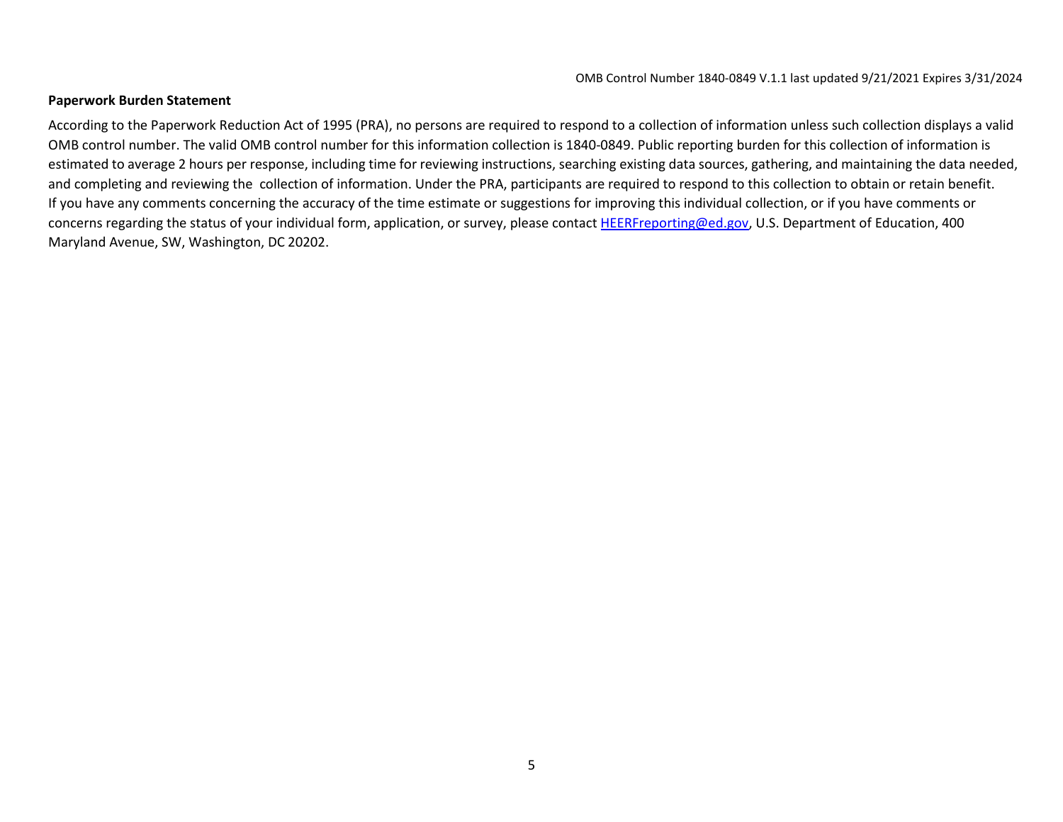OMB Control Number 1840-0849 V.1.1 last updated 9/21/2021 Expires 3/31/2024

**Paperwork Burden Statement**

According to the Paperwork Reduction Act of 1995 (PRA), no persons are required to respond to a collection of information unless such collection displays a valid OMB control number. The valid OMB control number for this information collection is 1840-0849. Public reporting burden for this collection of information is estimated to average 2 hours per response, including time for reviewing instructions, searching existing data sources, gathering, and maintaining the data needed, and completing and reviewing the collection of information. Under the PRA, participants are required to respond to this collection to obtain or retain benefit. If you have any comments concerning the accuracy of the time estimate or suggestions for improving this individual collection, or if you have comments or concerns regarding the status of your individual form, application, or survey, please contact HEERFreporting@ed.gov, U.S. Department of Education, 400 Maryland Avenue, SW, Washington, DC 20202.